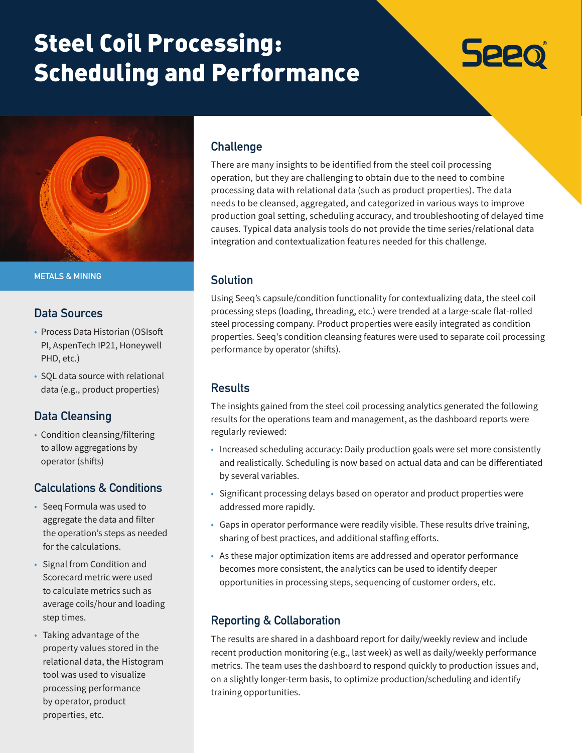# Steel Coil Processing: Scheduling and Performance

Seeq

METALS & MINING

## Data Sources

- Process Data Historian (OSIsoft PI, AspenTech IP21, Honeywell PHD, etc.)
- SQL data source with relational data (e.g., product properties)

## Data Cleansing

- Condition cleansing/filtering to allow aggregations by operator (shifts)

## Calculations & Conditions

- Seeq Formula was used to aggregate the data and filter the operation's steps as needed for the calculations.
- Signal from Condition and Scorecard metric were used to calculate metrics such as average coils/hour and loading step times.
- Taking advantage of the property values stored in the relational data, the Histogram tool was used to visualize processing performance by operator, product properties, etc.

## Challenge

There are many insights to be identified from the steel coil processing operation, but they are challenging to obtain due to the need to combine processing data with relational data (such as product properties). The data needs to be cleansed, aggregated, and categorized in various ways to improve production goal setting, scheduling accuracy, and troubleshooting of delayed time causes. Typical data analysis tools do not provide the time series/relational data integration and contextualization features needed for this challenge.

## Solution

Using Seeq's capsule/condition functionality for contextualizing data, the steel coil processing steps (loading, threading, etc.) were trended at a large-scale flat-rolled steel processing company. Product properties were easily integrated as condition properties. Seeq's condition cleansing features were used to separate coil processing performance by operator (shifts).

## Results

The insights gained from the steel coil processing analytics generated the following results for the operations team and management, as the dashboard reports were regularly reviewed:

- Increased scheduling accuracy: Daily production goals were set more consistently and realistically. Scheduling is now based on actual data and can be differentiated by several variables.
- Significant processing delays based on operator and product properties were addressed more rapidly.
- Gaps in operator performance were readily visible. These results drive training, sharing of best practices, and additional staffing efforts.
- As these major optimization items are addressed and operator performance becomes more consistent, the analytics can be used to identify deeper opportunities in processing steps, sequencing of customer orders, etc.

## Reporting & Collaboration

The results are shared in a dashboard report for daily/weekly review and include recent production monitoring (e.g., last week) as well as daily/weekly performance metrics. The team uses the dashboard to respond quickly to production issues and, on a slightly longer-term basis, to optimize production/scheduling and identify training opportunities.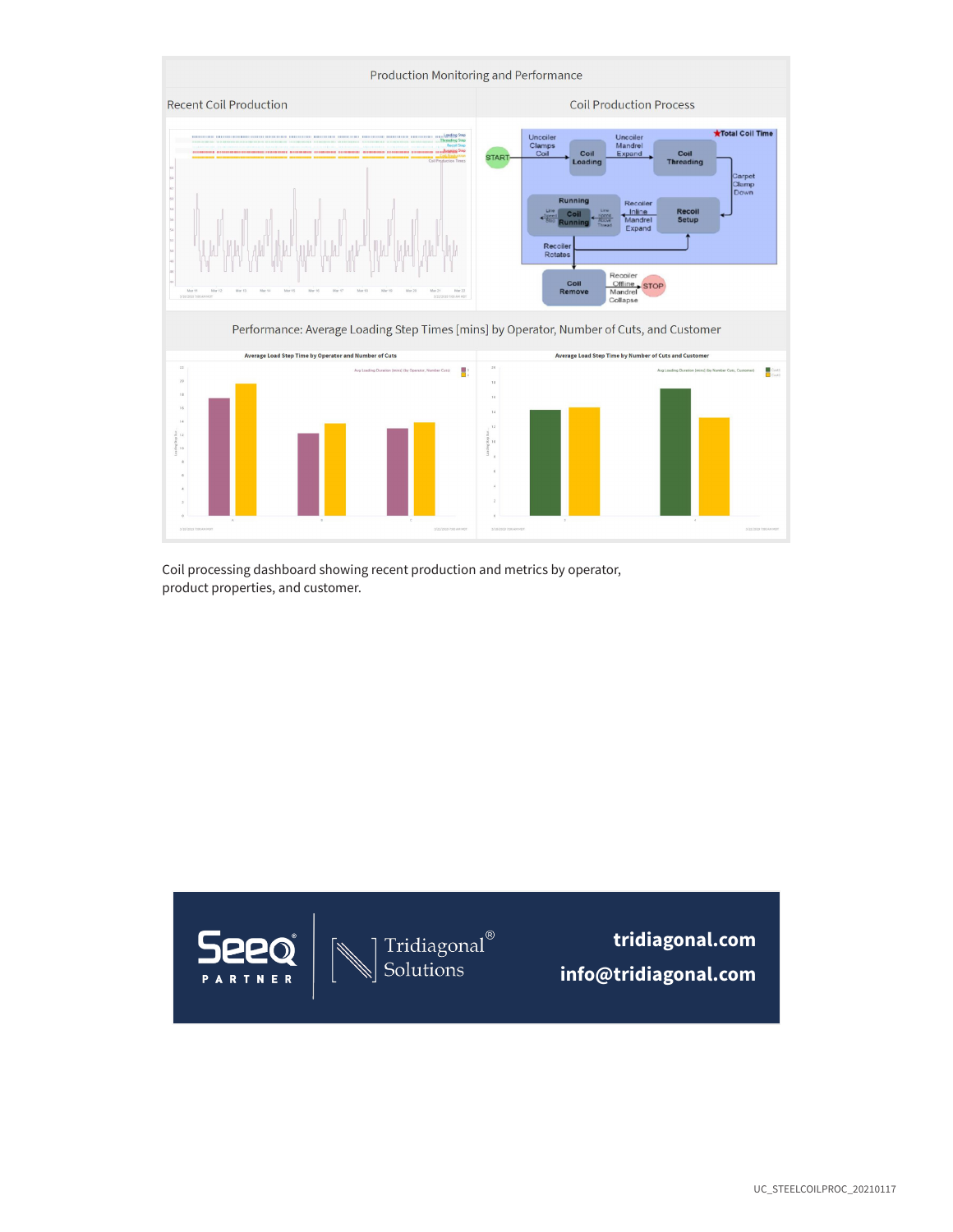Production Monitoring and Performance

Recent Coil Production

Coil Production Process

START

Uncoiler Clamps Coil

Coil Loading

Uncoiler Mandrel Expand

Coil Threading

Total Coil Time

Carpet Clamp Down

Running

Coil Running

Recoiler Inline Mandrel Expand

Recoil Setup

Recoiler Rotates

Coil Remove

Recoiler Offline Mandrel Collapse

STOP

Performance: Average Loading Step Times [mins] by Operator, Number of Cuts, and Customer

Average Load Step Time by Operator and Number of Cuts

Average Load Step Time by Number of Cuts and Customer

Coil processing dashboard showing recent production and metrics by operator, product properties, and customer.

Seeq PARTNER

Tridiagonal® Solutions

**tridiagonal.com**

**info@tridiagonal.com**

UC_STEELCOILPROC_20210117